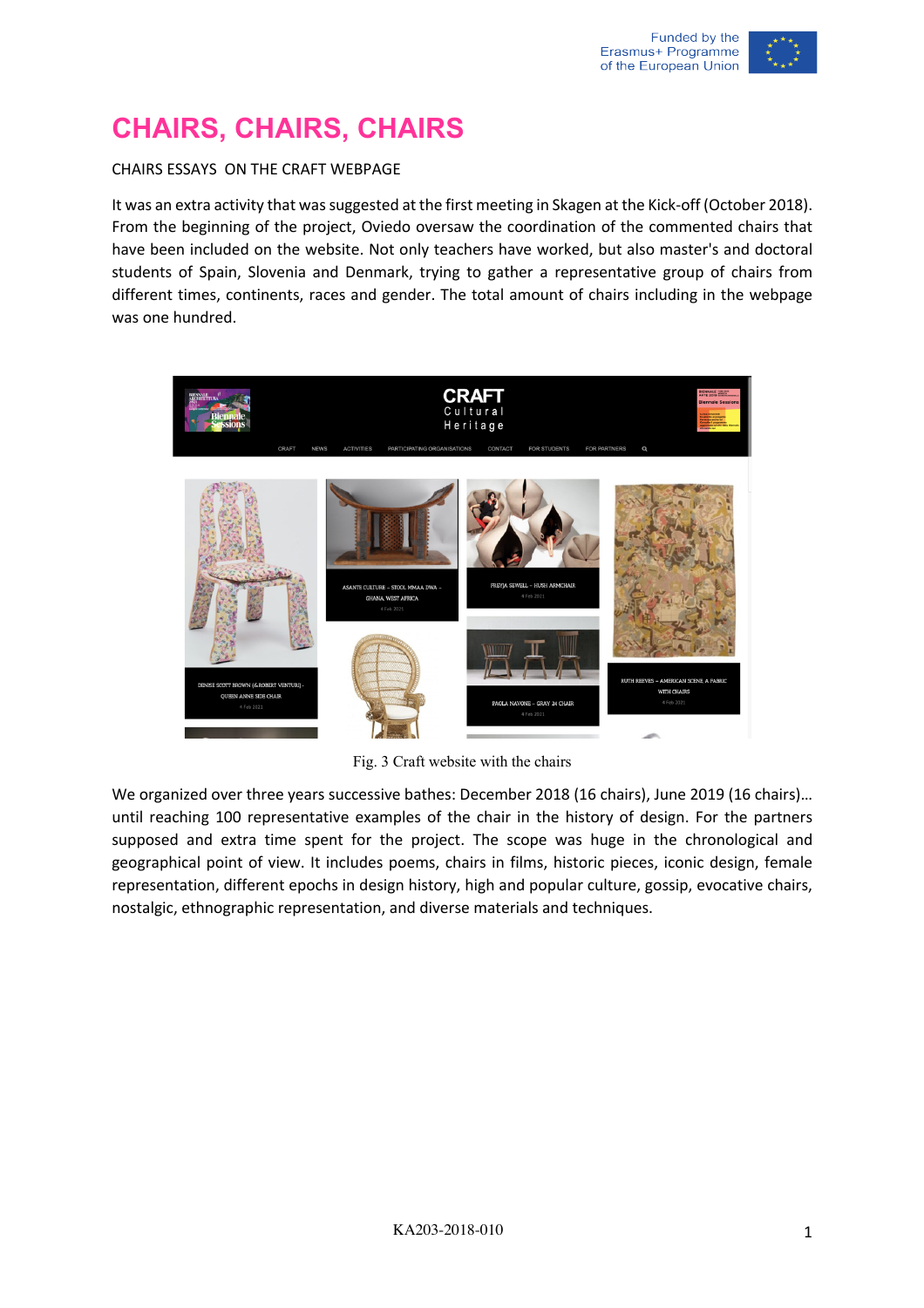# CHAIRS, CHAIRS, CHAIRS

CHAIRS ESSAYS ON THE CRAFT WEBPAGE

It was an extra activity that was suggested at the first meeting in Skagen at the Kick-off (October 2018). From the beginning of the project, Oviedo oversaw the coordination of the commented chairs that have been included on the website. Not only teachers have worked, but also master's and doctoral students of Spain, Slovenia and Denmark, trying to gather a representative group of chairs from different times, continents, races and gender. The total amount of chairs including in the webpage was one hundred.

Fig. 3 Craft website with the chairs

We organized over three years successive bathes: December 2018 (16 chairs), June 2019 (16 chairs)… until reaching 100 representative examples of the chair in the history of design. For the partners supposed and extra time spent for the project. The scope was huge in the chronological and geographical point of view. It includes poems, chairs in films, historic pieces, iconic design, female representation, different epochs in design history, high and popular culture, gossip, evocative chairs, nostalgic, ethnographic representation, and diverse materials and techniques.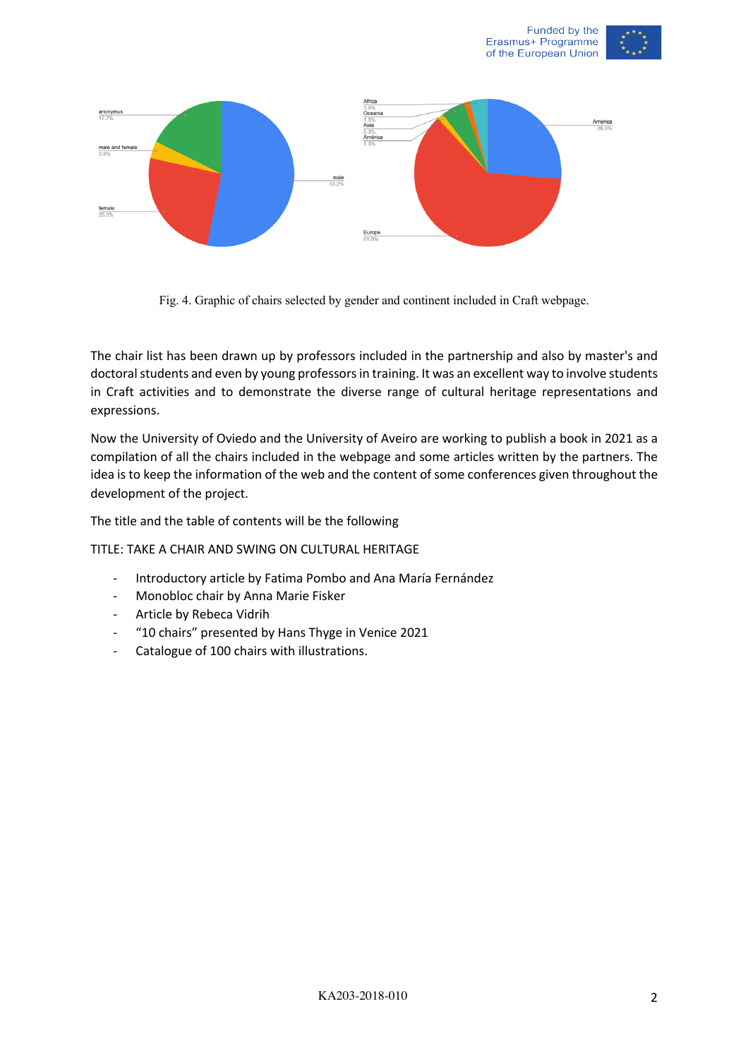anonymus
17.7%

male and female
3.8%

female
25.3%

male
53.2%

Africa
3.9%
Oceania
1.3%
Asia
5.3%
Amèrica
1.3%

America
26.3%

Europe
61.8%

Fig. 4. Graphic of chairs selected by gender and continent included in Craft webpage.

The chair list has been drawn up by professors included in the partnership and also by master's and doctoral students and even by young professors in training. It was an excellent way to involve students in Craft activities and to demonstrate the diverse range of cultural heritage representations and expressions.

Now the University of Oviedo and the University of Aveiro are working to publish a book in 2021 as a compilation of all the chairs included in the webpage and some articles written by the partners. The idea is to keep the information of the web and the content of some conferences given throughout the development of the project.

The title and the table of contents will be the following

TITLE: TAKE A CHAIR AND SWING ON CULTURAL HERITAGE

- Introductory article by Fatima Pombo and Ana María Fernández
- Monobloc chair by Anna Marie Fisker
- Article by Rebeca Vidrih
- "10 chairs" presented by Hans Thyge in Venice 2021
- Catalogue of 100 chairs with illustrations.